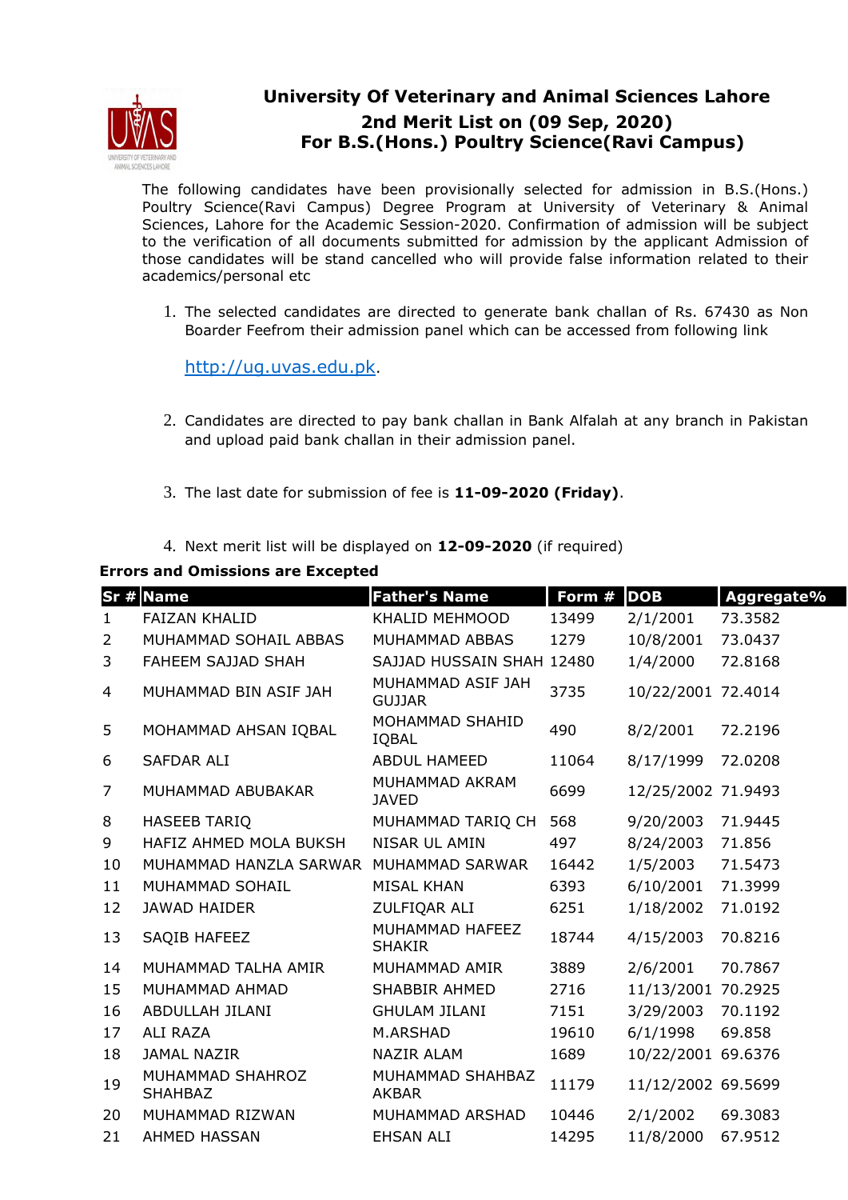# University Of Veterinary and Animal Sciences Lahore

## 2nd Merit List on (09 Sep, 2020)

## For B.S.(Hons.) Poultry Science(Ravi Campus)

The following candidates have been provisionally selected for admission in B.S.(Hons.) Poultry Science(Ravi Campus) Degree Program at University of Veterinary & Animal Sciences, Lahore for the Academic Session-2020. Confirmation of admission will be subject to the verification of all documents submitted for admission by the applicant Admission of those candidates will be stand cancelled who will provide false information related to their academics/personal etc

1. The selected candidates are directed to generate bank challan of Rs. 67430 as Non Boarder Feefrom their admission panel which can be accessed from following link

   http://ug.uvas.edu.pk.

2. Candidates are directed to pay bank challan in Bank Alfalah at any branch in Pakistan and upload paid bank challan in their admission panel.

3. The last date for submission of fee is **11-09-2020 (Friday)**.

4. Next merit list will be displayed on **12-09-2020** (if required)

**Errors and Omissions are Excepted**

| Sr # | Name | Father's Name | Form # | DOB | Aggregate% |
|---|---|---|---|---|---|
| 1 | FAIZAN KHALID | KHALID MEHMOOD | 13499 | 2/1/2001 | 73.3582 |
| 2 | MUHAMMAD SOHAIL ABBAS | MUHAMMAD ABBAS | 1279 | 10/8/2001 | 73.0437 |
| 3 | FAHEEM SAJJAD SHAH | SAJJAD HUSSAIN SHAH | 12480 | 1/4/2000 | 72.8168 |
| 4 | MUHAMMAD BIN ASIF JAH | MUHAMMAD ASIF JAH GUJJAR | 3735 | 10/22/2001 | 72.4014 |
| 5 | MOHAMMAD AHSAN IQBAL | MOHAMMAD SHAHID IQBAL | 490 | 8/2/2001 | 72.2196 |
| 6 | SAFDAR ALI | ABDUL HAMEED | 11064 | 8/17/1999 | 72.0208 |
| 7 | MUHAMMAD ABUBAKAR | MUHAMMAD AKRAM JAVED | 6699 | 12/25/2002 | 71.9493 |
| 8 | HASEEB TARIQ | MUHAMMAD TARIQ CH | 568 | 9/20/2003 | 71.9445 |
| 9 | HAFIZ AHMED MOLA BUKSH | NISAR UL AMIN | 497 | 8/24/2003 | 71.856 |
| 10 | MUHAMMAD HANZLA SARWAR | MUHAMMAD SARWAR | 16442 | 1/5/2003 | 71.5473 |
| 11 | MUHAMMAD SOHAIL | MISAL KHAN | 6393 | 6/10/2001 | 71.3999 |
| 12 | JAWAD HAIDER | ZULFIQAR ALI | 6251 | 1/18/2002 | 71.0192 |
| 13 | SAQIB HAFEEZ | MUHAMMAD HAFEEZ SHAKIR | 18744 | 4/15/2003 | 70.8216 |
| 14 | MUHAMMAD TALHA AMIR | MUHAMMAD AMIR | 3889 | 2/6/2001 | 70.7867 |
| 15 | MUHAMMAD AHMAD | SHABBIR AHMED | 2716 | 11/13/2001 | 70.2925 |
| 16 | ABDULLAH JILANI | GHULAM JILANI | 7151 | 3/29/2003 | 70.1192 |
| 17 | ALI RAZA | M.ARSHAD | 19610 | 6/1/1998 | 69.858 |
| 18 | JAMAL NAZIR | NAZIR ALAM | 1689 | 10/22/2001 | 69.6376 |
| 19 | MUHAMMAD SHAHROZ SHAHBAZ | MUHAMMAD SHAHBAZ AKBAR | 11179 | 11/12/2002 | 69.5699 |
| 20 | MUHAMMAD RIZWAN | MUHAMMAD ARSHAD | 10446 | 2/1/2002 | 69.3083 |
| 21 | AHMED HASSAN | EHSAN ALI | 14295 | 11/8/2000 | 67.9512 |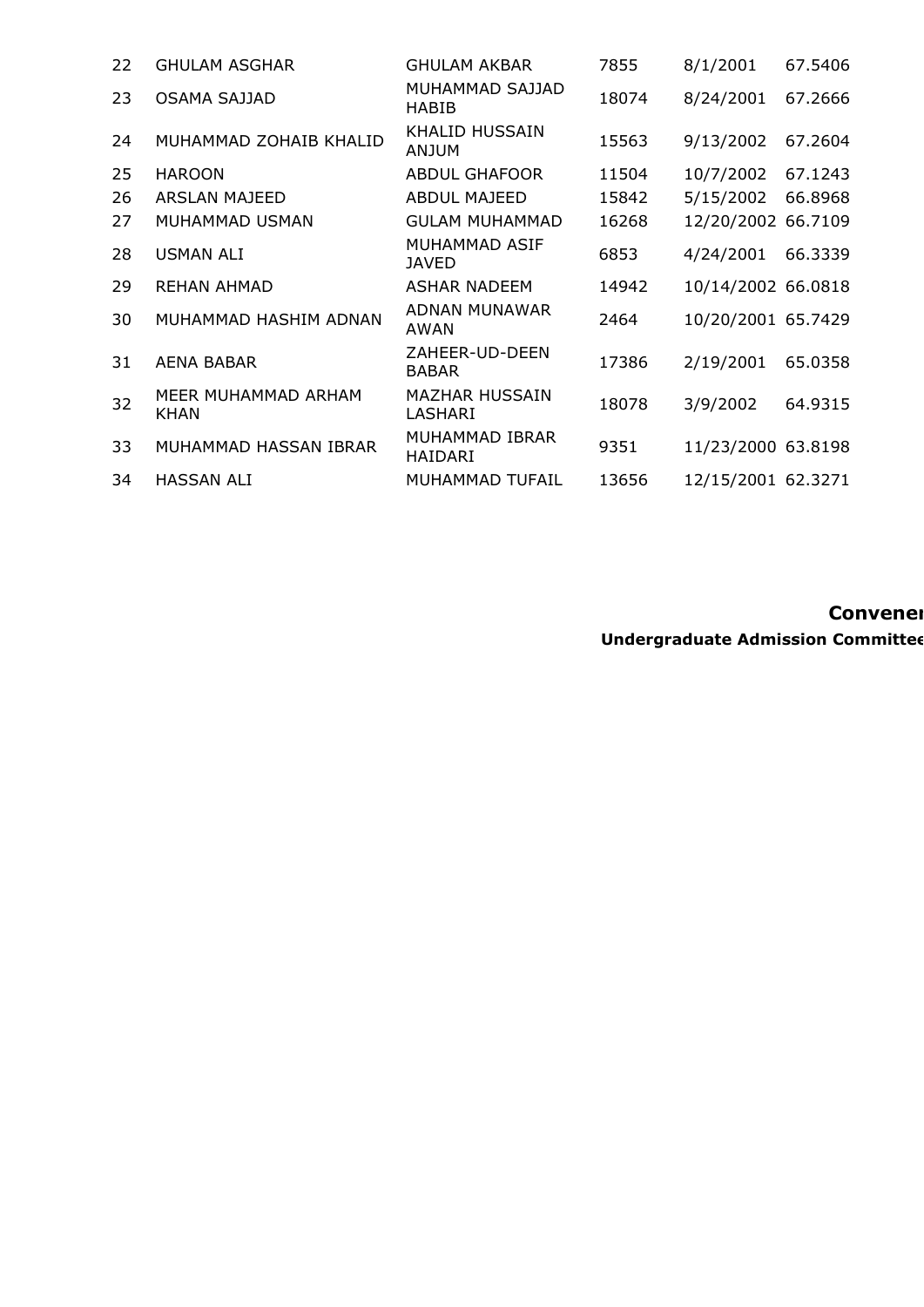| | | | | | |
|---|---|---|---|---|---|
| 22 | GHULAM ASGHAR | GHULAM AKBAR | 7855 | 8/1/2001 | 67.5406 |
| 23 | OSAMA SAJJAD | MUHAMMAD SAJJAD HABIB | 18074 | 8/24/2001 | 67.2666 |
| 24 | MUHAMMAD ZOHAIB KHALID | KHALID HUSSAIN ANJUM | 15563 | 9/13/2002 | 67.2604 |
| 25 | HAROON | ABDUL GHAFOOR | 11504 | 10/7/2002 | 67.1243 |
| 26 | ARSLAN MAJEED | ABDUL MAJEED | 15842 | 5/15/2002 | 66.8968 |
| 27 | MUHAMMAD USMAN | GULAM MUHAMMAD | 16268 | 12/20/2002 | 66.7109 |
| 28 | USMAN ALI | MUHAMMAD ASIF JAVED | 6853 | 4/24/2001 | 66.3339 |
| 29 | REHAN AHMAD | ASHAR NADEEM | 14942 | 10/14/2002 | 66.0818 |
| 30 | MUHAMMAD HASHIM ADNAN | ADNAN MUNAWAR AWAN | 2464 | 10/20/2001 | 65.7429 |
| 31 | AENA BABAR | ZAHEER-UD-DEEN BABAR | 17386 | 2/19/2001 | 65.0358 |
| 32 | MEER MUHAMMAD ARHAM KHAN | MAZHAR HUSSAIN LASHARI | 18078 | 3/9/2002 | 64.9315 |
| 33 | MUHAMMAD HASSAN IBRAR | MUHAMMAD IBRAR HAIDARI | 9351 | 11/23/2000 | 63.8198 |
| 34 | HASSAN ALI | MUHAMMAD TUFAIL | 13656 | 12/15/2001 | 62.3271 |

**Convener**

**Undergraduate Admission Committee**